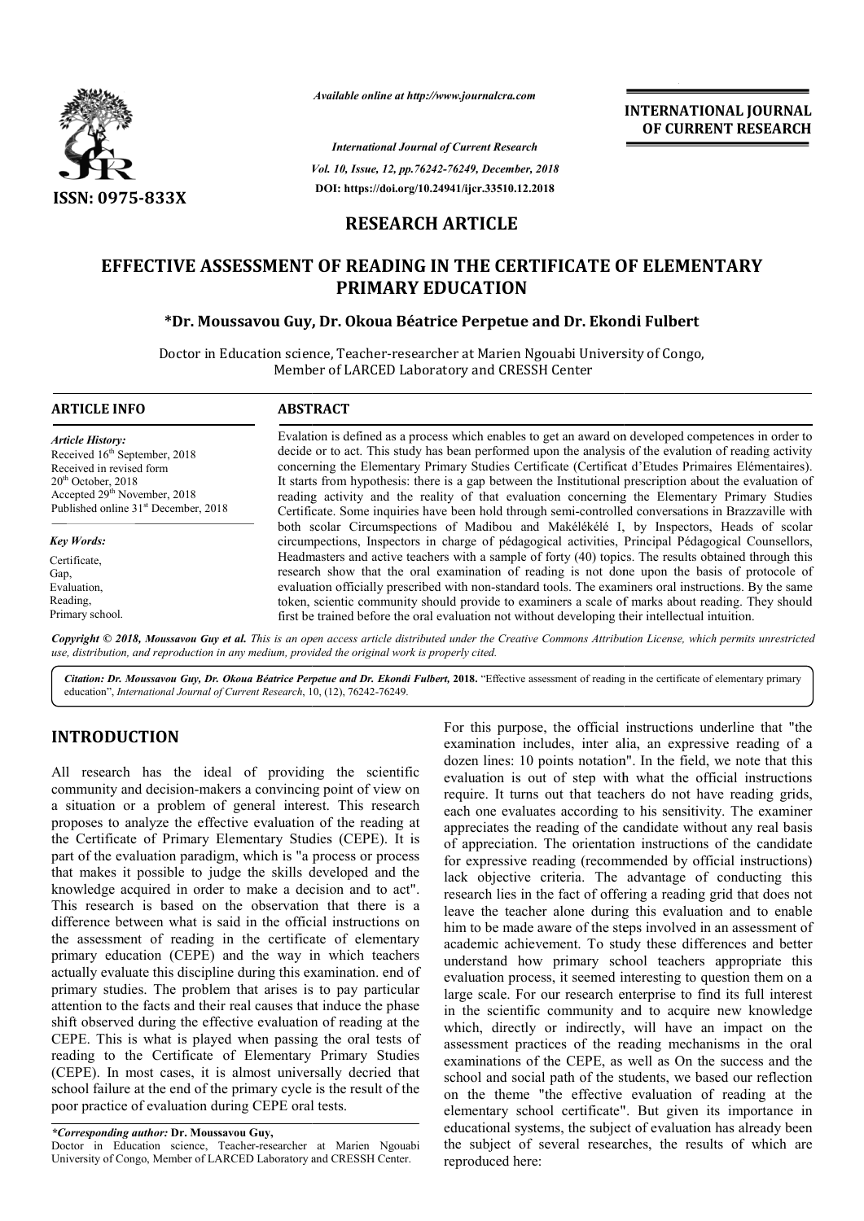*Available online at http://www.journalcra.com*

*International Journal of Current Research*
*Vol. 10, Issue, 12, pp.76242-76249, December, 2018*
**DOI: https://doi.org/10.24941/ijcr.33510.12.2018**

**INTERNATIONAL JOURNAL OF CURRENT RESEARCH**

**ISSN: 0975-833X**

## RESEARCH ARTICLE

# EFFECTIVE ASSESSMENT OF READING IN THE CERTIFICATE OF ELEMENTARY PRIMARY EDUCATION

**\*Dr. Moussavou Guy, Dr. Okoua Béatrice Perpetue and Dr. Ekondi Fulbert**

Doctor in Education science, Teacher-researcher at Marien Ngouabi University of Congo, Member of LARCED Laboratory and CRESSH Center

**ARTICLE INFO**

***Article History:***

Received 16th September, 2018
Received in revised form 20th October, 2018
Accepted 29th November, 2018
Published online 31st December, 2018

***Key Words:***

Certificate,
Gap,
Evaluation,
Reading,
Primary school.

**ABSTRACT**

Evalation is defined as a process which enables to get an award on developed competences in order to decide or to act. This study has bean performed upon the analysis of the evalution of reading activity concerning the Elementary Primary Studies Certificate (Certificat d'Etudes Primaires Elémentaires). It starts from hypothesis: there is a gap between the Institutional prescription about the evaluation of reading activity and the reality of that evaluation concerning the Elementary Primary Studies Certificate. Some inquiries have been hold through semi-controlled conversations in Brazzaville with both scolar Circumspections of Madibou and Makélékélé I, by Inspectors, Heads of scolar circumpections, Inspectors in charge of pédagogical activities, Principal Pédagogical Counsellors, Headmasters and active teachers with a sample of forty (40) topics. The results obtained through this research show that the oral examination of reading is not done upon the basis of protocole of evaluation officially prescribed with non-standard tools. The examiners oral instructions. By the same token, scientic community should provide to examiners a scale of marks about reading. They should first be trained before the oral evaluation not without developing their intellectual intuition.

*Copyright © 2018, Moussavou Guy et al. This is an open access article distributed under the Creative Commons Attribution License, which permits unrestricted use, distribution, and reproduction in any medium, provided the original work is properly cited.*

***Citation:*** *Dr. Moussavou Guy, Dr. Okoua Béatrice Perpetue and Dr. Ekondi Fulbert,* **2018.** "Effective assessment of reading in the certificate of elementary primary education", *International Journal of Current Research*, 10, (12), 76242-76249.

## INTRODUCTION

All research has the ideal of providing the scientific community and decision-makers a convincing point of view on a situation or a problem of general interest. This research proposes to analyze the effective evaluation of the reading at the Certificate of Primary Elementary Studies (CEPE). It is part of the evaluation paradigm, which is "a process or process that makes it possible to judge the skills developed and the knowledge acquired in order to make a decision and to act". This research is based on the observation that there is a difference between what is said in the official instructions on the assessment of reading in the certificate of elementary primary education (CEPE) and the way in which teachers actually evaluate this discipline during this examination. end of primary studies. The problem that arises is to pay particular attention to the facts and their real causes that induce the phase shift observed during the effective evaluation of reading at the CEPE. This is what is played when passing the oral tests of reading to the Certificate of Elementary Primary Studies (CEPE). In most cases, it is almost universally decried that school failure at the end of the primary cycle is the result of the poor practice of evaluation during CEPE oral tests.

For this purpose, the official instructions underline that "the examination includes, inter alia, an expressive reading of a dozen lines: 10 points notation". In the field, we note that this evaluation is out of step with what the official instructions require. It turns out that teachers do not have reading grids, each one evaluates according to his sensitivity. The examiner appreciates the reading of the candidate without any real basis of appreciation. The orientation instructions of the candidate for expressive reading (recommended by official instructions) lack objective criteria. The advantage of conducting this research lies in the fact of offering a reading grid that does not leave the teacher alone during this evaluation and to enable him to be made aware of the steps involved in an assessment of academic achievement. To study these differences and better understand how primary school teachers appropriate this evaluation process, it seemed interesting to question them on a large scale. For our research enterprise to find its full interest in the scientific community and to acquire new knowledge which, directly or indirectly, will have an impact on the assessment practices of the reading mechanisms in the oral examinations of the CEPE, as well as On the success and the school and social path of the students, we based our reflection on the theme "the effective evaluation of reading at the elementary school certificate". But given its importance in educational systems, the subject of evaluation has already been the subject of several researches, the results of which are reproduced here:

*\*Corresponding author:* **Dr. Moussavou Guy,**
Doctor in Education science, Teacher-researcher at Marien Ngouabi University of Congo, Member of LARCED Laboratory and CRESSH Center.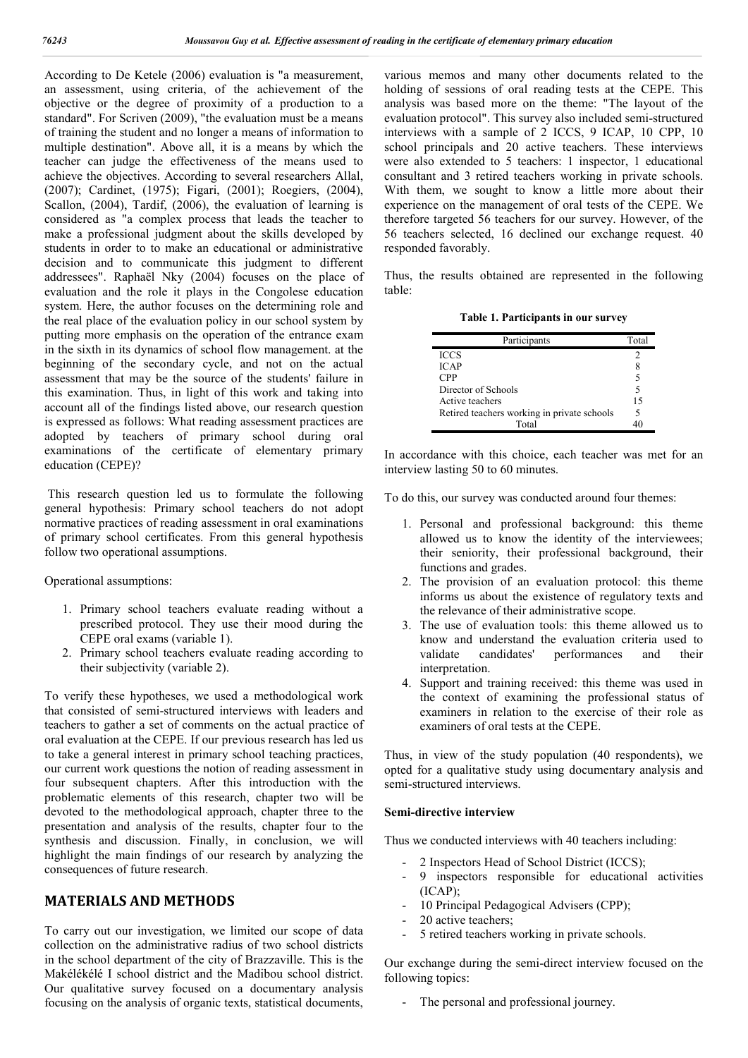According to De Ketele (2006) evaluation is "a measurement, an assessment, using criteria, of the achievement of the objective or the degree of proximity of a production to a standard". For Scriven (2009), "the evaluation must be a means of training the student and no longer a means of information to multiple destination". Above all, it is a means by which the teacher can judge the effectiveness of the means used to achieve the objectives. According to several researchers Allal, (2007); Cardinet, (1975); Figari, (2001); Roegiers, (2004), Scallon, (2004), Tardif, (2006), the evaluation of learning is considered as "a complex process that leads the teacher to make a professional judgment about the skills developed by students in order to to make an educational or administrative decision and to communicate this judgment to different addressees". Raphaël Nky (2004) focuses on the place of evaluation and the role it plays in the Congolese education system. Here, the author focuses on the determining role and the real place of the evaluation policy in our school system by putting more emphasis on the operation of the entrance exam in the sixth in its dynamics of school flow management. at the beginning of the secondary cycle, and not on the actual assessment that may be the source of the students' failure in this examination. Thus, in light of this work and taking into account all of the findings listed above, our research question is expressed as follows: What reading assessment practices are adopted by teachers of primary school during oral examinations of the certificate of elementary primary education (CEPE)?

This research question led us to formulate the following general hypothesis: Primary school teachers do not adopt normative practices of reading assessment in oral examinations of primary school certificates. From this general hypothesis follow two operational assumptions.

Operational assumptions:

1. Primary school teachers evaluate reading without a prescribed protocol. They use their mood during the CEPE oral exams (variable 1).
2. Primary school teachers evaluate reading according to their subjectivity (variable 2).

To verify these hypotheses, we used a methodological work that consisted of semi-structured interviews with leaders and teachers to gather a set of comments on the actual practice of oral evaluation at the CEPE. If our previous research has led us to take a general interest in primary school teaching practices, our current work questions the notion of reading assessment in four subsequent chapters. After this introduction with the problematic elements of this research, chapter two will be devoted to the methodological approach, chapter three to the presentation and analysis of the results, chapter four to the synthesis and discussion. Finally, in conclusion, we will highlight the main findings of our research by analyzing the consequences of future research.

## MATERIALS AND METHODS

To carry out our investigation, we limited our scope of data collection on the administrative radius of two school districts in the school department of the city of Brazzaville. This is the Makélékélé I school district and the Madibou school district. Our qualitative survey focused on a documentary analysis focusing on the analysis of organic texts, statistical documents, various memos and many other documents related to the holding of sessions of oral reading tests at the CEPE. This analysis was based more on the theme: "The layout of the evaluation protocol". This survey also included semi-structured interviews with a sample of 2 ICCS, 9 ICAP, 10 CPP, 10 school principals and 20 active teachers. These interviews were also extended to 5 teachers: 1 inspector, 1 educational consultant and 3 retired teachers working in private schools. With them, we sought to know a little more about their experience on the management of oral tests of the CEPE. We therefore targeted 56 teachers for our survey. However, of the 56 teachers selected, 16 declined our exchange request. 40 responded favorably.

Thus, the results obtained are represented in the following table:

**Table 1. Participants in our survey**

| Participants | Total |
|---|---|
| ICCS | 2 |
| ICAP | 8 |
| CPP | 5 |
| Director of Schools | 5 |
| Active teachers | 15 |
| Retired teachers working in private schools | 5 |
| Total | 40 |

In accordance with this choice, each teacher was met for an interview lasting 50 to 60 minutes.

To do this, our survey was conducted around four themes:

1. Personal and professional background: this theme allowed us to know the identity of the interviewees; their seniority, their professional background, their functions and grades.
2. The provision of an evaluation protocol: this theme informs us about the existence of regulatory texts and the relevance of their administrative scope.
3. The use of evaluation tools: this theme allowed us to know and understand the evaluation criteria used to validate candidates' performances and their interpretation.
4. Support and training received: this theme was used in the context of examining the professional status of examiners in relation to the exercise of their role as examiners of oral tests at the CEPE.

Thus, in view of the study population (40 respondents), we opted for a qualitative study using documentary analysis and semi-structured interviews.

### Semi-directive interview

Thus we conducted interviews with 40 teachers including:

- 2 Inspectors Head of School District (ICCS);
- 9 inspectors responsible for educational activities (ICAP);
- 10 Principal Pedagogical Advisers (CPP);
- 20 active teachers;
- 5 retired teachers working in private schools.

Our exchange during the semi-direct interview focused on the following topics:

- The personal and professional journey.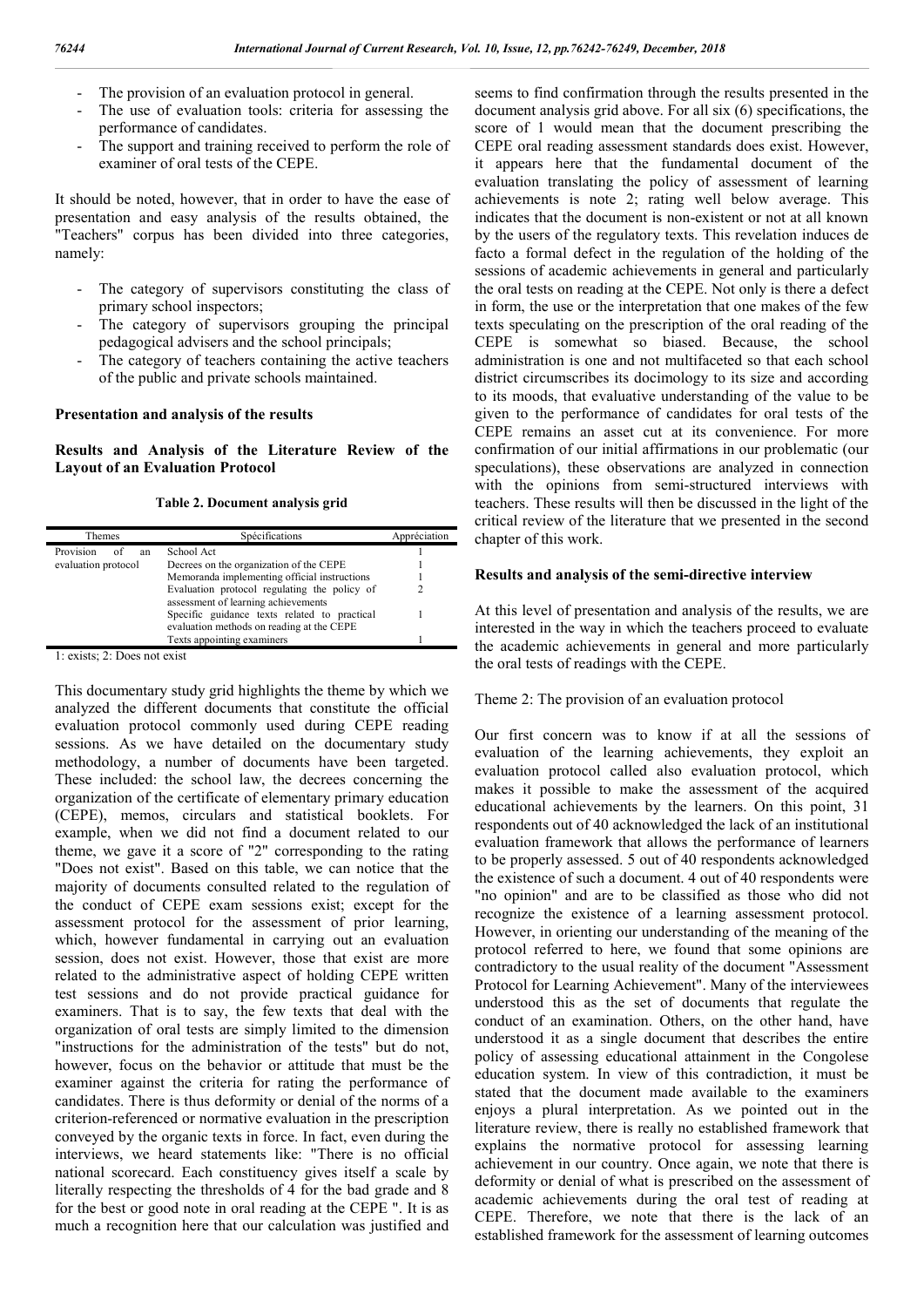- The provision of an evaluation protocol in general.
- The use of evaluation tools: criteria for assessing the performance of candidates.
- The support and training received to perform the role of examiner of oral tests of the CEPE.

It should be noted, however, that in order to have the ease of presentation and easy analysis of the results obtained, the "Teachers" corpus has been divided into three categories, namely:

- The category of supervisors constituting the class of primary school inspectors;
- The category of supervisors grouping the principal pedagogical advisers and the school principals;
- The category of teachers containing the active teachers of the public and private schools maintained.

## Presentation and analysis of the results

### Results and Analysis of the Literature Review of the Layout of an Evaluation Protocol

**Table 2. Document analysis grid**

| Themes | Spécifications | Appréciation |
|---|---|---|
| Provision of an evaluation protocol | School Act | 1 |
| | Decrees on the organization of the CEPE | 1 |
| | Memoranda implementing official instructions | 1 |
| | Evaluation protocol regulating the policy of assessment of learning achievements | 2 |
| | Specific guidance texts related to practical evaluation methods on reading at the CEPE | 1 |
| | Texts appointing examiners | 1 |

1: exists; 2: Does not exist

This documentary study grid highlights the theme by which we analyzed the different documents that constitute the official evaluation protocol commonly used during CEPE reading sessions. As we have detailed on the documentary study methodology, a number of documents have been targeted. These included: the school law, the decrees concerning the organization of the certificate of elementary primary education (CEPE), memos, circulars and statistical booklets. For example, when we did not find a document related to our theme, we gave it a score of "2" corresponding to the rating "Does not exist". Based on this table, we can notice that the majority of documents consulted related to the regulation of the conduct of CEPE exam sessions exist; except for the assessment protocol for the assessment of prior learning, which, however fundamental in carrying out an evaluation session, does not exist. However, those that exist are more related to the administrative aspect of holding CEPE written test sessions and do not provide practical guidance for examiners. That is to say, the few texts that deal with the organization of oral tests are simply limited to the dimension "instructions for the administration of the tests" but do not, however, focus on the behavior or attitude that must be the examiner against the criteria for rating the performance of candidates. There is thus deformity or denial of the norms of a criterion-referenced or normative evaluation in the prescription conveyed by the organic texts in force. In fact, even during the interviews, we heard statements like: "There is no official national scorecard. Each constituency gives itself a scale by literally respecting the thresholds of 4 for the bad grade and 8 for the best or good note in oral reading at the CEPE ". It is as much a recognition here that our calculation was justified and seems to find confirmation through the results presented in the document analysis grid above. For all six (6) specifications, the score of 1 would mean that the document prescribing the CEPE oral reading assessment standards does exist. However, it appears here that the fundamental document of the evaluation translating the policy of assessment of learning achievements is note 2; rating well below average. This indicates that the document is non-existent or not at all known by the users of the regulatory texts. This revelation induces de facto a formal defect in the regulation of the holding of the sessions of academic achievements in general and particularly the oral tests on reading at the CEPE. Not only is there a defect in form, the use or the interpretation that one makes of the few texts speculating on the prescription of the oral reading of the CEPE is somewhat so biased. Because, the school administration is one and not multifaceted so that each school district circumscribes its docimology to its size and according to its moods, that evaluative understanding of the value to be given to the performance of candidates for oral tests of the CEPE remains an asset cut at its convenience. For more confirmation of our initial affirmations in our problematic (our speculations), these observations are analyzed in connection with the opinions from semi-structured interviews with teachers. These results will then be discussed in the light of the critical review of the literature that we presented in the second chapter of this work.

### Results and analysis of the semi-directive interview

At this level of presentation and analysis of the results, we are interested in the way in which the teachers proceed to evaluate the academic achievements in general and more particularly the oral tests of readings with the CEPE.

Theme 2: The provision of an evaluation protocol

Our first concern was to know if at all the sessions of evaluation of the learning achievements, they exploit an evaluation protocol called also evaluation protocol, which makes it possible to make the assessment of the acquired educational achievements by the learners. On this point, 31 respondents out of 40 acknowledged the lack of an institutional evaluation framework that allows the performance of learners to be properly assessed. 5 out of 40 respondents acknowledged the existence of such a document. 4 out of 40 respondents were "no opinion" and are to be classified as those who did not recognize the existence of a learning assessment protocol. However, in orienting our understanding of the meaning of the protocol referred to here, we found that some opinions are contradictory to the usual reality of the document "Assessment Protocol for Learning Achievement". Many of the interviewees understood this as the set of documents that regulate the conduct of an examination. Others, on the other hand, have understood it as a single document that describes the entire policy of assessing educational attainment in the Congolese education system. In view of this contradiction, it must be stated that the document made available to the examiners enjoys a plural interpretation. As we pointed out in the literature review, there is really no established framework that explains the normative protocol for assessing learning achievement in our country. Once again, we note that there is deformity or denial of what is prescribed on the assessment of academic achievements during the oral test of reading at CEPE. Therefore, we note that there is the lack of an established framework for the assessment of learning outcomes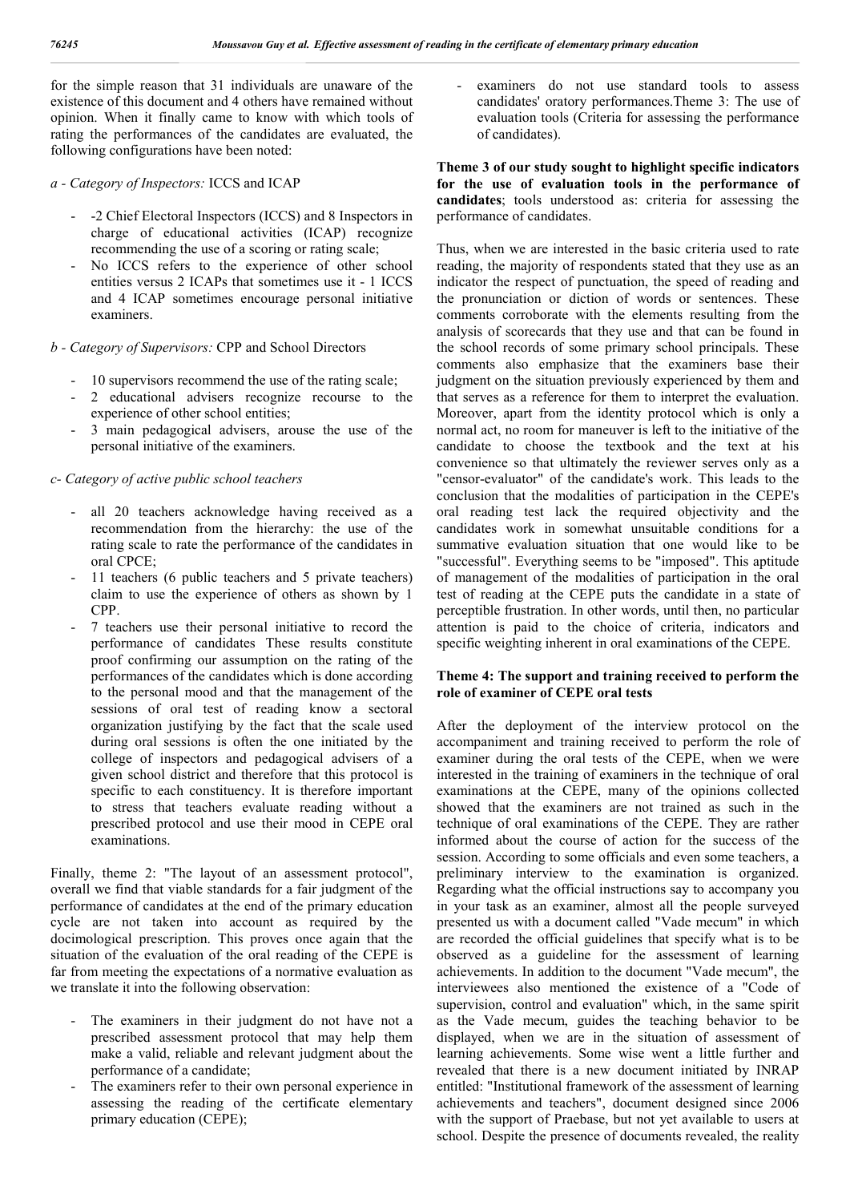for the simple reason that 31 individuals are unaware of the existence of this document and 4 others have remained without opinion. When it finally came to know with which tools of rating the performances of the candidates are evaluated, the following configurations have been noted:

*a - Category of Inspectors:* ICCS and ICAP

- -2 Chief Electoral Inspectors (ICCS) and 8 Inspectors in charge of educational activities (ICAP) recognize recommending the use of a scoring or rating scale;
- No ICCS refers to the experience of other school entities versus 2 ICAPs that sometimes use it - 1 ICCS and 4 ICAP sometimes encourage personal initiative examiners.

*b - Category of Supervisors:* CPP and School Directors

- 10 supervisors recommend the use of the rating scale;
- 2 educational advisers recognize recourse to the experience of other school entities;
- 3 main pedagogical advisers, arouse the use of the personal initiative of the examiners.

*c- Category of active public school teachers*

- all 20 teachers acknowledge having received as a recommendation from the hierarchy: the use of the rating scale to rate the performance of the candidates in oral CPCE;
- 11 teachers (6 public teachers and 5 private teachers) claim to use the experience of others as shown by 1 CPP.
- 7 teachers use their personal initiative to record the performance of candidates These results constitute proof confirming our assumption on the rating of the performances of the candidates which is done according to the personal mood and that the management of the sessions of oral test of reading know a sectoral organization justifying by the fact that the scale used during oral sessions is often the one initiated by the college of inspectors and pedagogical advisers of a given school district and therefore that this protocol is specific to each constituency. It is therefore important to stress that teachers evaluate reading without a prescribed protocol and use their mood in CEPE oral examinations.

Finally, theme 2: "The layout of an assessment protocol", overall we find that viable standards for a fair judgment of the performance of candidates at the end of the primary education cycle are not taken into account as required by the docimological prescription. This proves once again that the situation of the evaluation of the oral reading of the CEPE is far from meeting the expectations of a normative evaluation as we translate it into the following observation:

- The examiners in their judgment do not have not a prescribed assessment protocol that may help them make a valid, reliable and relevant judgment about the performance of a candidate;
- The examiners refer to their own personal experience in assessing the reading of the certificate elementary primary education (CEPE);
- examiners do not use standard tools to assess candidates' oratory performances.Theme 3: The use of evaluation tools (Criteria for assessing the performance of candidates).

**Theme 3 of our study sought to highlight specific indicators for the use of evaluation tools in the performance of candidates**; tools understood as: criteria for assessing the performance of candidates.

Thus, when we are interested in the basic criteria used to rate reading, the majority of respondents stated that they use as an indicator the respect of punctuation, the speed of reading and the pronunciation or diction of words or sentences. These comments corroborate with the elements resulting from the analysis of scorecards that they use and that can be found in the school records of some primary school principals. These comments also emphasize that the examiners base their judgment on the situation previously experienced by them and that serves as a reference for them to interpret the evaluation. Moreover, apart from the identity protocol which is only a normal act, no room for maneuver is left to the initiative of the candidate to choose the textbook and the text at his convenience so that ultimately the reviewer serves only as a "censor-evaluator" of the candidate's work. This leads to the conclusion that the modalities of participation in the CEPE's oral reading test lack the required objectivity and the candidates work in somewhat unsuitable conditions for a summative evaluation situation that one would like to be "successful". Everything seems to be "imposed". This aptitude of management of the modalities of participation in the oral test of reading at the CEPE puts the candidate in a state of perceptible frustration. In other words, until then, no particular attention is paid to the choice of criteria, indicators and specific weighting inherent in oral examinations of the CEPE.

**Theme 4: The support and training received to perform the role of examiner of CEPE oral tests**

After the deployment of the interview protocol on the accompaniment and training received to perform the role of examiner during the oral tests of the CEPE, when we were interested in the training of examiners in the technique of oral examinations at the CEPE, many of the opinions collected showed that the examiners are not trained as such in the technique of oral examinations of the CEPE. They are rather informed about the course of action for the success of the session. According to some officials and even some teachers, a preliminary interview to the examination is organized. Regarding what the official instructions say to accompany you in your task as an examiner, almost all the people surveyed presented us with a document called "Vade mecum" in which are recorded the official guidelines that specify what is to be observed as a guideline for the assessment of learning achievements. In addition to the document "Vade mecum", the interviewees also mentioned the existence of a "Code of supervision, control and evaluation" which, in the same spirit as the Vade mecum, guides the teaching behavior to be displayed, when we are in the situation of assessment of learning achievements. Some wise went a little further and revealed that there is a new document initiated by INRAP entitled: "Institutional framework of the assessment of learning achievements and teachers", document designed since 2006 with the support of Praebase, but not yet available to users at school. Despite the presence of documents revealed, the reality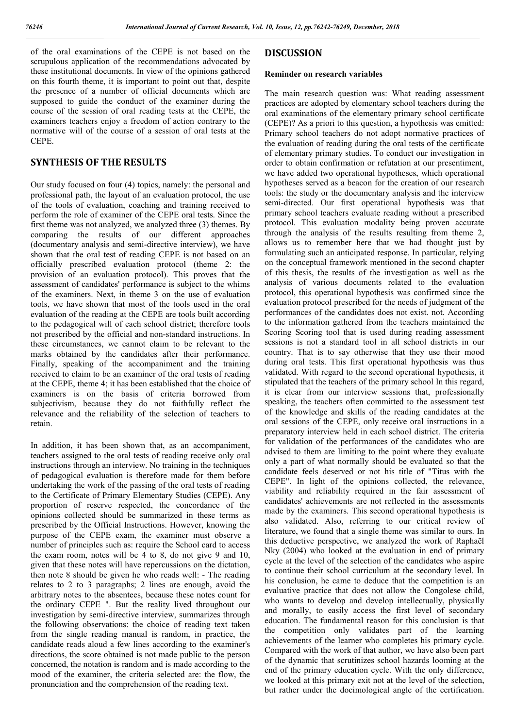of the oral examinations of the CEPE is not based on the scrupulous application of the recommendations advocated by these institutional documents. In view of the opinions gathered on this fourth theme, it is important to point out that, despite the presence of a number of official documents which are supposed to guide the conduct of the examiner during the course of the session of oral reading tests at the CEPE, the examiners teachers enjoy a freedom of action contrary to the normative will of the course of a session of oral tests at the CEPE.

## SYNTHESIS OF THE RESULTS

Our study focused on four (4) topics, namely: the personal and professional path, the layout of an evaluation protocol, the use of the tools of evaluation, coaching and training received to perform the role of examiner of the CEPE oral tests. Since the first theme was not analyzed, we analyzed three (3) themes. By comparing the results of our different approaches (documentary analysis and semi-directive interview), we have shown that the oral test of reading CEPE is not based on an officially prescribed evaluation protocol (theme 2: the provision of an evaluation protocol). This proves that the assessment of candidates' performance is subject to the whims of the examiners. Next, in theme 3 on the use of evaluation tools, we have shown that most of the tools used in the oral evaluation of the reading at the CEPE are tools built according to the pedagogical will of each school district; therefore tools not prescribed by the official and non-standard instructions. In these circumstances, we cannot claim to be relevant to the marks obtained by the candidates after their performance. Finally, speaking of the accompaniment and the training received to claim to be an examiner of the oral tests of reading at the CEPE, theme 4; it has been established that the choice of examiners is on the basis of criteria borrowed from subjectivism, because they do not faithfully reflect the relevance and the reliability of the selection of teachers to retain.

In addition, it has been shown that, as an accompaniment, teachers assigned to the oral tests of reading receive only oral instructions through an interview. No training in the techniques of pedagogical evaluation is therefore made for them before undertaking the work of the passing of the oral tests of reading to the Certificate of Primary Elementary Studies (CEPE). Any proportion of reserve respected, the concordance of the opinions collected should be summarized in these terms as prescribed by the Official Instructions. However, knowing the purpose of the CEPE exam, the examiner must observe a number of principles such as: require the School card to access the exam room, notes will be 4 to 8, do not give 9 and 10, given that these notes will have repercussions on the dictation, then note 8 should be given he who reads well: - The reading relates to 2 to 3 paragraphs; 2 lines are enough, avoid the arbitrary notes to the absentees, because these notes count for the ordinary CEPE ". But the reality lived throughout our investigation by semi-directive interview, summarizes through the following observations: the choice of reading text taken from the single reading manual is random, in practice, the candidate reads aloud a few lines according to the examiner's directions, the score obtained is not made public to the person concerned, the notation is random and is made according to the mood of the examiner, the criteria selected are: the flow, the pronunciation and the comprehension of the reading text.

## DISCUSSION

### Reminder on research variables

The main research question was: What reading assessment practices are adopted by elementary school teachers during the oral examinations of the elementary primary school certificate (CEPE)? As a priori to this question, a hypothesis was emitted: Primary school teachers do not adopt normative practices of the evaluation of reading during the oral tests of the certificate of elementary primary studies. To conduct our investigation in order to obtain confirmation or refutation at our presentiment, we have added two operational hypotheses, which operational hypotheses served as a beacon for the creation of our research tools: the study or the documentary analysis and the interview semi-directed. Our first operational hypothesis was that primary school teachers evaluate reading without a prescribed protocol. This evaluation modality being proven accurate through the analysis of the results resulting from theme 2, allows us to remember here that we had thought just by formulating such an anticipated response. In particular, relying on the conceptual framework mentioned in the second chapter of this thesis, the results of the investigation as well as the analysis of various documents related to the evaluation protocol, this operational hypothesis was confirmed since the evaluation protocol prescribed for the needs of judgment of the performances of the candidates does not exist. not. According to the information gathered from the teachers maintained the Scoring Scoring tool that is used during reading assessment sessions is not a standard tool in all school districts in our country. That is to say otherwise that they use their mood during oral tests. This first operational hypothesis was thus validated. With regard to the second operational hypothesis, it stipulated that the teachers of the primary school In this regard, it is clear from our interview sessions that, professionally speaking, the teachers often committed to the assessment test of the knowledge and skills of the reading candidates at the oral sessions of the CEPE, only receive oral instructions in a preparatory interview held in each school district. The criteria for validation of the performances of the candidates who are advised to them are limiting to the point where they evaluate only a part of what normally should be evaluated so that the candidate feels deserved or not his title of "Titus with the CEPE". In light of the opinions collected, the relevance, viability and reliability required in the fair assessment of candidates' achievements are not reflected in the assessments made by the examiners. This second operational hypothesis is also validated. Also, referring to our critical review of literature, we found that a single theme was similar to ours. In this deductive perspective, we analyzed the work of Raphaël Nky (2004) who looked at the evaluation in end of primary cycle at the level of the selection of the candidates who aspire to continue their school curriculum at the secondary level. In his conclusion, he came to deduce that the competition is an evaluative practice that does not allow the Congolese child, who wants to develop and develop intellectually, physically and morally, to easily access the first level of secondary education. The fundamental reason for this conclusion is that the competition only validates part of the learning achievements of the learner who completes his primary cycle. Compared with the work of that author, we have also been part of the dynamic that scrutinizes school hazards looming at the end of the primary education cycle. With the only difference, we looked at this primary exit not at the level of the selection, but rather under the docimological angle of the certification.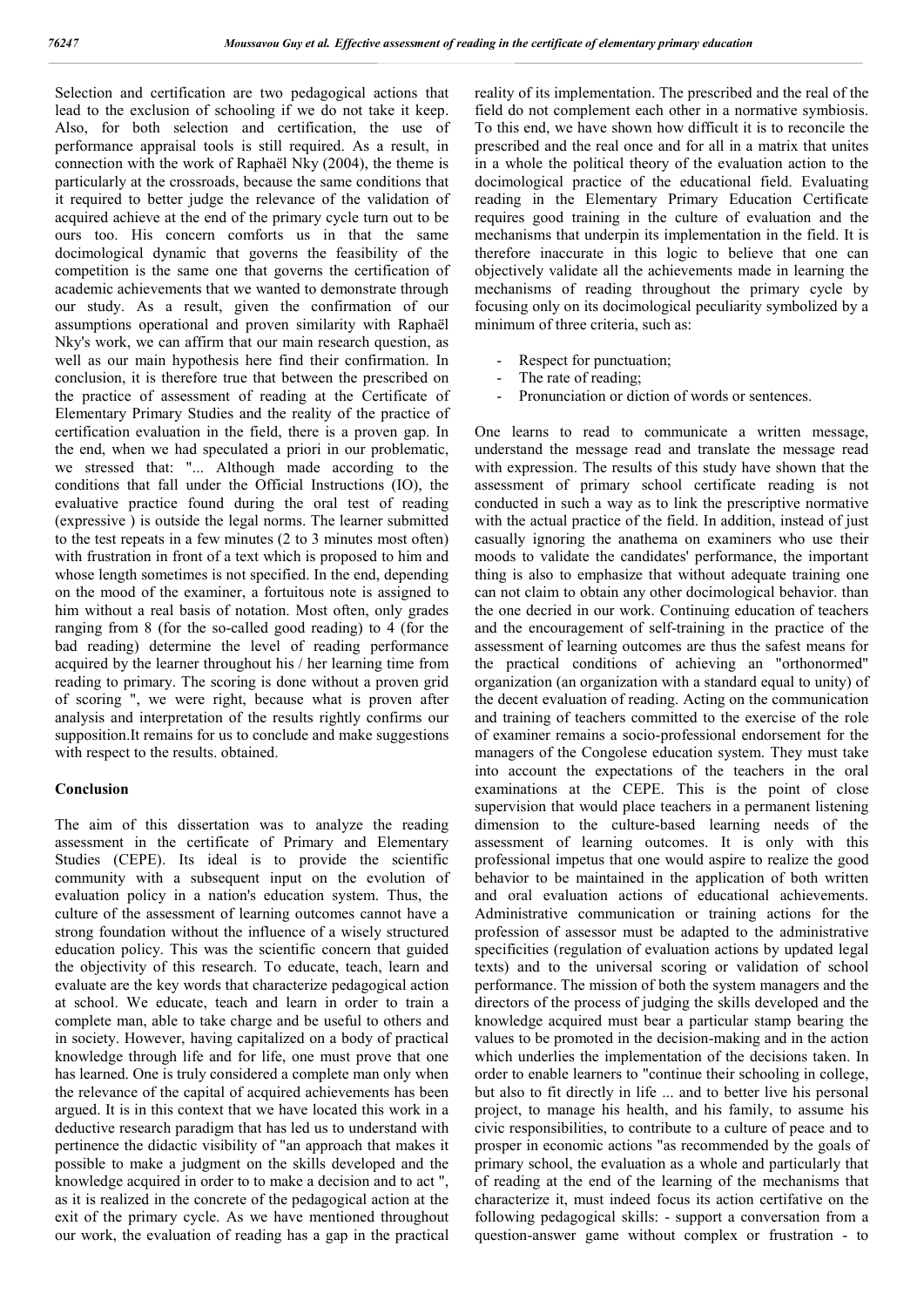Selection and certification are two pedagogical actions that lead to the exclusion of schooling if we do not take it keep. Also, for both selection and certification, the use of performance appraisal tools is still required. As a result, in connection with the work of Raphaël Nky (2004), the theme is particularly at the crossroads, because the same conditions that it required to better judge the relevance of the validation of acquired achieve at the end of the primary cycle turn out to be ours too. His concern comforts us in that the same docimological dynamic that governs the feasibility of the competition is the same one that governs the certification of academic achievements that we wanted to demonstrate through our study. As a result, given the confirmation of our assumptions operational and proven similarity with Raphaël Nky's work, we can affirm that our main research question, as well as our main hypothesis here find their confirmation. In conclusion, it is therefore true that between the prescribed on the practice of assessment of reading at the Certificate of Elementary Primary Studies and the reality of the practice of certification evaluation in the field, there is a proven gap. In the end, when we had speculated a priori in our problematic, we stressed that: "... Although made according to the conditions that fall under the Official Instructions (IO), the evaluative practice found during the oral test of reading (expressive ) is outside the legal norms. The learner submitted to the test repeats in a few minutes (2 to 3 minutes most often) with frustration in front of a text which is proposed to him and whose length sometimes is not specified. In the end, depending on the mood of the examiner, a fortuitous note is assigned to him without a real basis of notation. Most often, only grades ranging from 8 (for the so-called good reading) to 4 (for the bad reading) determine the level of reading performance acquired by the learner throughout his / her learning time from reading to primary. The scoring is done without a proven grid of scoring ", we were right, because what is proven after analysis and interpretation of the results rightly confirms our supposition.It remains for us to conclude and make suggestions with respect to the results. obtained.

## Conclusion

The aim of this dissertation was to analyze the reading assessment in the certificate of Primary and Elementary Studies (CEPE). Its ideal is to provide the scientific community with a subsequent input on the evolution of evaluation policy in a nation's education system. Thus, the culture of the assessment of learning outcomes cannot have a strong foundation without the influence of a wisely structured education policy. This was the scientific concern that guided the objectivity of this research. To educate, teach, learn and evaluate are the key words that characterize pedagogical action at school. We educate, teach and learn in order to train a complete man, able to take charge and be useful to others and in society. However, having capitalized on a body of practical knowledge through life and for life, one must prove that one has learned. One is truly considered a complete man only when the relevance of the capital of acquired achievements has been argued. It is in this context that we have located this work in a deductive research paradigm that has led us to understand with pertinence the didactic visibility of "an approach that makes it possible to make a judgment on the skills developed and the knowledge acquired in order to to make a decision and to act ", as it is realized in the concrete of the pedagogical action at the exit of the primary cycle. As we have mentioned throughout our work, the evaluation of reading has a gap in the practical reality of its implementation. The prescribed and the real of the field do not complement each other in a normative symbiosis. To this end, we have shown how difficult it is to reconcile the prescribed and the real once and for all in a matrix that unites in a whole the political theory of the evaluation action to the docimological practice of the educational field. Evaluating reading in the Elementary Primary Education Certificate requires good training in the culture of evaluation and the mechanisms that underpin its implementation in the field. It is therefore inaccurate in this logic to believe that one can objectively validate all the achievements made in learning the mechanisms of reading throughout the primary cycle by focusing only on its docimological peculiarity symbolized by a minimum of three criteria, such as:

- Respect for punctuation;
- The rate of reading;
- Pronunciation or diction of words or sentences.

One learns to read to communicate a written message, understand the message read and translate the message read with expression. The results of this study have shown that the assessment of primary school certificate reading is not conducted in such a way as to link the prescriptive normative with the actual practice of the field. In addition, instead of just casually ignoring the anathema on examiners who use their moods to validate the candidates' performance, the important thing is also to emphasize that without adequate training one can not claim to obtain any other docimological behavior. than the one decried in our work. Continuing education of teachers and the encouragement of self-training in the practice of the assessment of learning outcomes are thus the safest means for the practical conditions of achieving an "orthonormed" organization (an organization with a standard equal to unity) of the decent evaluation of reading. Acting on the communication and training of teachers committed to the exercise of the role of examiner remains a socio-professional endorsement for the managers of the Congolese education system. They must take into account the expectations of the teachers in the oral examinations at the CEPE. This is the point of close supervision that would place teachers in a permanent listening dimension to the culture-based learning needs of the assessment of learning outcomes. It is only with this professional impetus that one would aspire to realize the good behavior to be maintained in the application of both written and oral evaluation actions of educational achievements. Administrative communication or training actions for the profession of assessor must be adapted to the administrative specificities (regulation of evaluation actions by updated legal texts) and to the universal scoring or validation of school performance. The mission of both the system managers and the directors of the process of judging the skills developed and the knowledge acquired must bear a particular stamp bearing the values to be promoted in the decision-making and in the action which underlies the implementation of the decisions taken. In order to enable learners to "continue their schooling in college, but also to fit directly in life ... and to better live his personal project, to manage his health, and his family, to assume his civic responsibilities, to contribute to a culture of peace and to prosper in economic actions "as recommended by the goals of primary school, the evaluation as a whole and particularly that of reading at the end of the learning of the mechanisms that characterize it, must indeed focus its action certifative on the following pedagogical skills: - support a conversation from a question-answer game without complex or frustration - to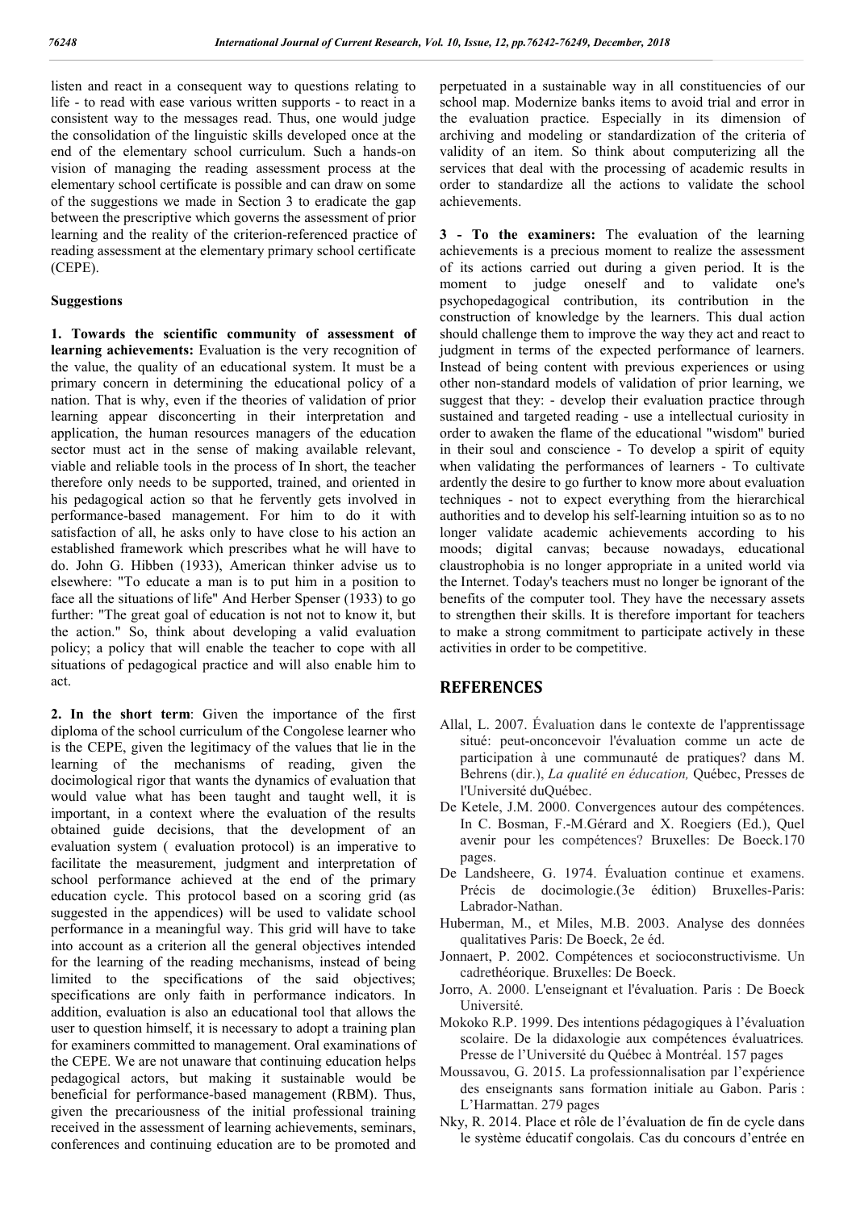listen and react in a consequent way to questions relating to life - to read with ease various written supports - to react in a consistent way to the messages read. Thus, one would judge the consolidation of the linguistic skills developed once at the end of the elementary school curriculum. Such a hands-on vision of managing the reading assessment process at the elementary school certificate is possible and can draw on some of the suggestions we made in Section 3 to eradicate the gap between the prescriptive which governs the assessment of prior learning and the reality of the criterion-referenced practice of reading assessment at the elementary primary school certificate (CEPE).

### Suggestions

**1. Towards the scientific community of assessment of learning achievements:** Evaluation is the very recognition of the value, the quality of an educational system. It must be a primary concern in determining the educational policy of a nation. That is why, even if the theories of validation of prior learning appear disconcerting in their interpretation and application, the human resources managers of the education sector must act in the sense of making available relevant, viable and reliable tools in the process of In short, the teacher therefore only needs to be supported, trained, and oriented in his pedagogical action so that he fervently gets involved in performance-based management. For him to do it with satisfaction of all, he asks only to have close to his action an established framework which prescribes what he will have to do. John G. Hibben (1933), American thinker advise us to elsewhere: "To educate a man is to put him in a position to face all the situations of life" And Herber Spenser (1933) to go further: "The great goal of education is not not to know it, but the action." So, think about developing a valid evaluation policy; a policy that will enable the teacher to cope with all situations of pedagogical practice and will also enable him to act.

**2. In the short term**: Given the importance of the first diploma of the school curriculum of the Congolese learner who is the CEPE, given the legitimacy of the values that lie in the learning of the mechanisms of reading, given the docimological rigor that wants the dynamics of evaluation that would value what has been taught and taught well, it is important, in a context where the evaluation of the results obtained guide decisions, that the development of an evaluation system ( evaluation protocol) is an imperative to facilitate the measurement, judgment and interpretation of school performance achieved at the end of the primary education cycle. This protocol based on a scoring grid (as suggested in the appendices) will be used to validate school performance in a meaningful way. This grid will have to take into account as a criterion all the general objectives intended for the learning of the reading mechanisms, instead of being limited to the specifications of the said objectives; specifications are only faith in performance indicators. In addition, evaluation is also an educational tool that allows the user to question himself, it is necessary to adopt a training plan for examiners committed to management. Oral examinations of the CEPE. We are not unaware that continuing education helps pedagogical actors, but making it sustainable would be beneficial for performance-based management (RBM). Thus, given the precariousness of the initial professional training received in the assessment of learning achievements, seminars, conferences and continuing education are to be promoted and perpetuated in a sustainable way in all constituencies of our school map. Modernize banks items to avoid trial and error in the evaluation practice. Especially in its dimension of archiving and modeling or standardization of the criteria of validity of an item. So think about computerizing all the services that deal with the processing of academic results in order to standardize all the actions to validate the school achievements.

**3 - To the examiners:** The evaluation of the learning achievements is a precious moment to realize the assessment of its actions carried out during a given period. It is the moment to judge oneself and to validate one's psychopedagogical contribution, its contribution in the construction of knowledge by the learners. This dual action should challenge them to improve the way they act and react to judgment in terms of the expected performance of learners. Instead of being content with previous experiences or using other non-standard models of validation of prior learning, we suggest that they: - develop their evaluation practice through sustained and targeted reading - use a intellectual curiosity in order to awaken the flame of the educational "wisdom" buried in their soul and conscience - To develop a spirit of equity when validating the performances of learners - To cultivate ardently the desire to go further to know more about evaluation techniques - not to expect everything from the hierarchical authorities and to develop his self-learning intuition so as to no longer validate academic achievements according to his moods; digital canvas; because nowadays, educational claustrophobia is no longer appropriate in a united world via the Internet. Today's teachers must no longer be ignorant of the benefits of the computer tool. They have the necessary assets to strengthen their skills. It is therefore important for teachers to make a strong commitment to participate actively in these activities in order to be competitive.

## REFERENCES

Allal, L. 2007. Évaluation dans le contexte de l'apprentissage situé: peut-onconcevoir l'évaluation comme un acte de participation à une communauté de pratiques? dans M. Behrens (dir.), *La qualité en éducation,* Québec, Presses de l'Université duQuébec.

De Ketele, J.M. 2000. Convergences autour des compétences. In C. Bosman, F.-M.Gérard and X. Roegiers (Ed.), Quel avenir pour les compétences? Bruxelles: De Boeck.170 pages.

De Landsheere, G. 1974. Évaluation continue et examens. Précis de docimologie.(3e édition) Bruxelles-Paris: Labrador-Nathan.

Huberman, M., et Miles, M.B. 2003. Analyse des données qualitatives Paris: De Boeck, 2e éd.

Jonnaert, P. 2002. Compétences et socioconstructivisme. Un cadrethéorique. Bruxelles: De Boeck.

Jorro, A. 2000. L'enseignant et l'évaluation. Paris : De Boeck Université.

Mokoko R.P. 1999. Des intentions pédagogiques à l'évaluation scolaire. De la didaxologie aux compétences évaluatrices*.* Presse de l'Université du Québec à Montréal. 157 pages

Moussavou, G. 2015. La professionnalisation par l'expérience des enseignants sans formation initiale au Gabon. Paris : L'Harmattan. 279 pages

Nky, R. 2014. Place et rôle de l'évaluation de fin de cycle dans le système éducatif congolais. Cas du concours d'entrée en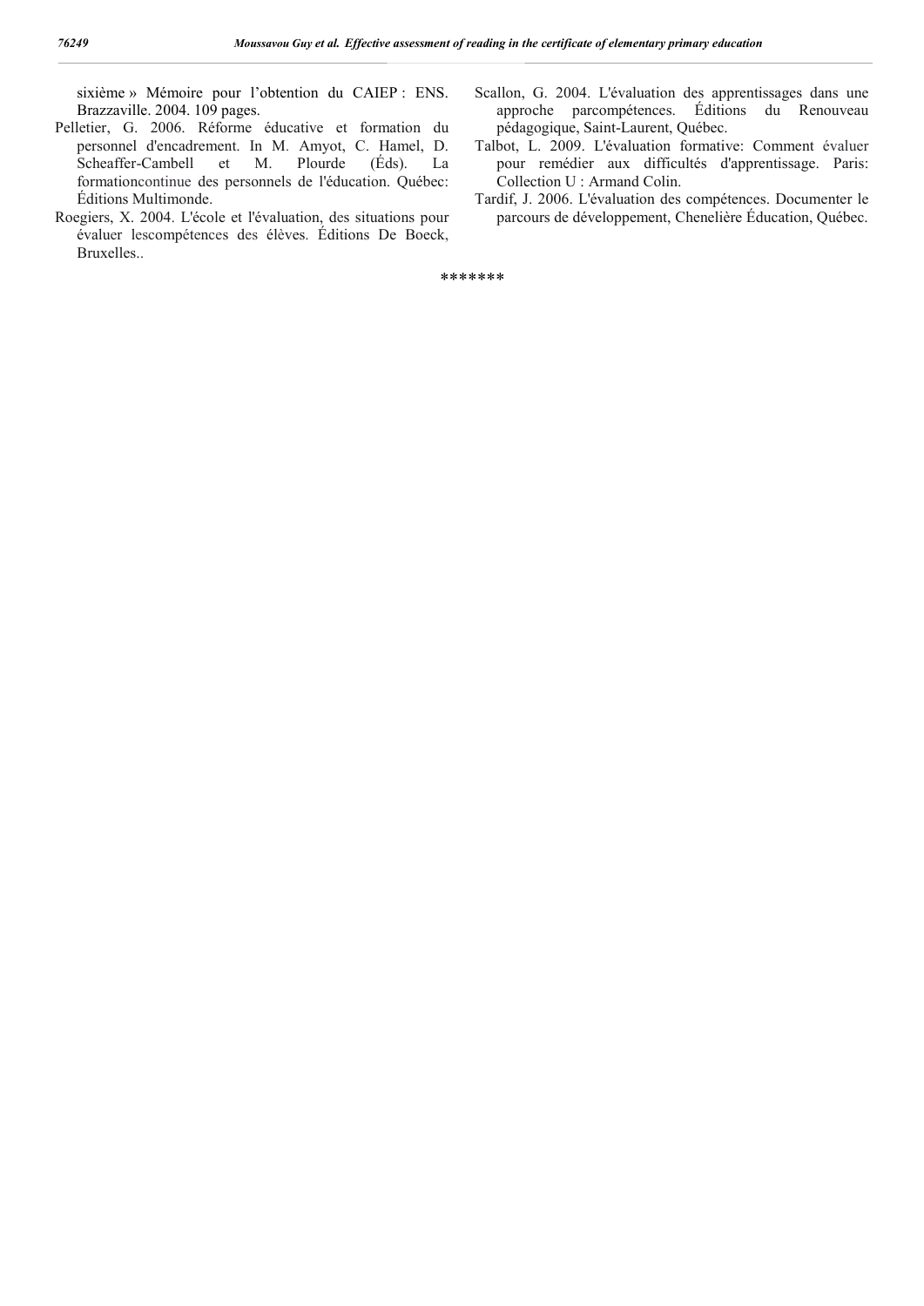sixième » Mémoire pour l'obtention du CAIEP : ENS. Brazzaville. 2004. 109 pages.

Pelletier, G. 2006. Réforme éducative et formation du personnel d'encadrement. In M. Amyot, C. Hamel, D. Scheaffer-Cambell et M. Plourde (Éds). La formationcontinue des personnels de l'éducation. Québec: Éditions Multimonde.

Roegiers, X. 2004. L'école et l'évaluation, des situations pour évaluer lescompétences des élèves. Éditions De Boeck, Bruxelles..

Scallon, G. 2004. L'évaluation des apprentissages dans une approche parcompétences. Éditions du Renouveau pédagogique, Saint-Laurent, Québec.

Talbot, L. 2009. L'évaluation formative: Comment évaluer pour remédier aux difficultés d'apprentissage. Paris: Collection U : Armand Colin.

Tardif, J. 2006. L'évaluation des compétences. Documenter le parcours de développement, Chenelière Éducation, Québec.

*******